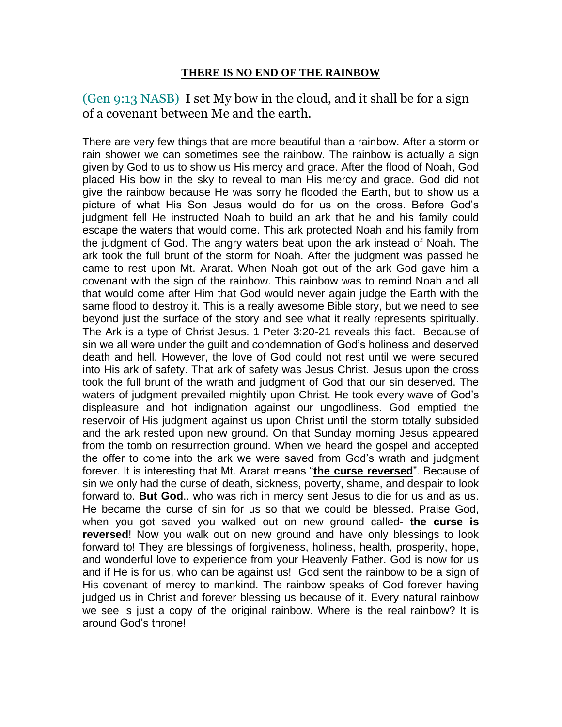**THERE IS NO END OF THE RAINBOW**

(Gen 9:13 NASB) I set My bow in the cloud, and it shall be for a sign of a covenant between Me and the earth.

There are very few things that are more beautiful than a rainbow. After a storm or rain shower we can sometimes see the rainbow. The rainbow is actually a sign given by God to us to show us His mercy and grace. After the flood of Noah, God placed His bow in the sky to reveal to man His mercy and grace. God did not give the rainbow because He was sorry he flooded the Earth, but to show us a picture of what His Son Jesus would do for us on the cross. Before God's judgment fell He instructed Noah to build an ark that he and his family could escape the waters that would come. This ark protected Noah and his family from the judgment of God. The angry waters beat upon the ark instead of Noah. The ark took the full brunt of the storm for Noah. After the judgment was passed he came to rest upon Mt. Ararat. When Noah got out of the ark God gave him a covenant with the sign of the rainbow. This rainbow was to remind Noah and all that would come after Him that God would never again judge the Earth with the same flood to destroy it. This is a really awesome Bible story, but we need to see beyond just the surface of the story and see what it really represents spiritually. The Ark is a type of Christ Jesus. 1 Peter 3:20-21 reveals this fact. Because of sin we all were under the guilt and condemnation of God's holiness and deserved death and hell. However, the love of God could not rest until we were secured into His ark of safety. That ark of safety was Jesus Christ. Jesus upon the cross took the full brunt of the wrath and judgment of God that our sin deserved. The waters of judgment prevailed mightily upon Christ. He took every wave of God's displeasure and hot indignation against our ungodliness. God emptied the reservoir of His judgment against us upon Christ until the storm totally subsided and the ark rested upon new ground. On that Sunday morning Jesus appeared from the tomb on resurrection ground. When we heard the gospel and accepted the offer to come into the ark we were saved from God's wrath and judgment forever. It is interesting that Mt. Ararat means "**the curse reversed**". Because of sin we only had the curse of death, sickness, poverty, shame, and despair to look forward to. **But God**.. who was rich in mercy sent Jesus to die for us and as us. He became the curse of sin for us so that we could be blessed. Praise God, when you got saved you walked out on new ground called- **the curse is reversed**! Now you walk out on new ground and have only blessings to look forward to! They are blessings of forgiveness, holiness, health, prosperity, hope, and wonderful love to experience from your Heavenly Father. God is now for us and if He is for us, who can be against us! God sent the rainbow to be a sign of His covenant of mercy to mankind. The rainbow speaks of God forever having judged us in Christ and forever blessing us because of it. Every natural rainbow we see is just a copy of the original rainbow. Where is the real rainbow? It is around God's throne!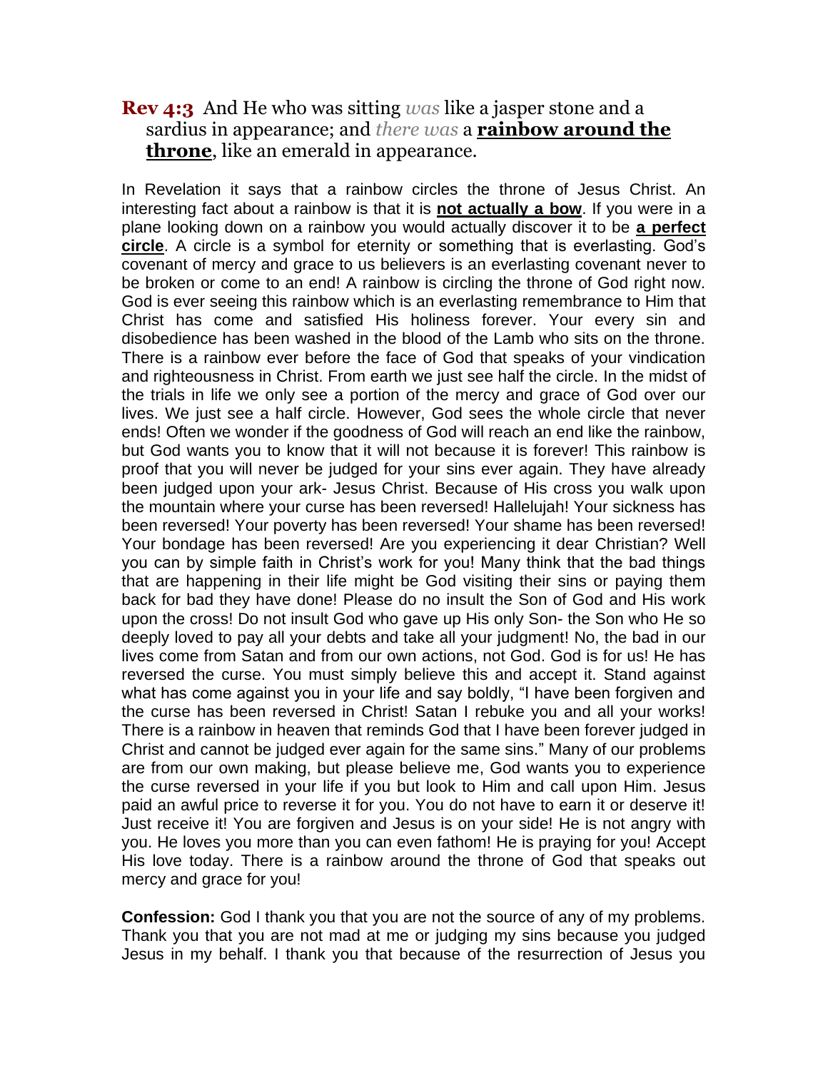**Rev 4:3** And He who was sitting *was* like a jasper stone and a sardius in appearance; and *there was* a **rainbow around the throne**, like an emerald in appearance.

In Revelation it says that a rainbow circles the throne of Jesus Christ. An interesting fact about a rainbow is that it is **not actually a bow**. If you were in a plane looking down on a rainbow you would actually discover it to be **a perfect circle**. A circle is a symbol for eternity or something that is everlasting. God's covenant of mercy and grace to us believers is an everlasting covenant never to be broken or come to an end! A rainbow is circling the throne of God right now. God is ever seeing this rainbow which is an everlasting remembrance to Him that Christ has come and satisfied His holiness forever. Your every sin and disobedience has been washed in the blood of the Lamb who sits on the throne. There is a rainbow ever before the face of God that speaks of your vindication and righteousness in Christ. From earth we just see half the circle. In the midst of the trials in life we only see a portion of the mercy and grace of God over our lives. We just see a half circle. However, God sees the whole circle that never ends! Often we wonder if the goodness of God will reach an end like the rainbow, but God wants you to know that it will not because it is forever! This rainbow is proof that you will never be judged for your sins ever again. They have already been judged upon your ark- Jesus Christ. Because of His cross you walk upon the mountain where your curse has been reversed! Hallelujah! Your sickness has been reversed! Your poverty has been reversed! Your shame has been reversed! Your bondage has been reversed! Are you experiencing it dear Christian? Well you can by simple faith in Christ's work for you! Many think that the bad things that are happening in their life might be God visiting their sins or paying them back for bad they have done! Please do no insult the Son of God and His work upon the cross! Do not insult God who gave up His only Son- the Son who He so deeply loved to pay all your debts and take all your judgment! No, the bad in our lives come from Satan and from our own actions, not God. God is for us! He has reversed the curse. You must simply believe this and accept it. Stand against what has come against you in your life and say boldly, "I have been forgiven and the curse has been reversed in Christ! Satan I rebuke you and all your works! There is a rainbow in heaven that reminds God that I have been forever judged in Christ and cannot be judged ever again for the same sins." Many of our problems are from our own making, but please believe me, God wants you to experience the curse reversed in your life if you but look to Him and call upon Him. Jesus paid an awful price to reverse it for you. You do not have to earn it or deserve it! Just receive it! You are forgiven and Jesus is on your side! He is not angry with you. He loves you more than you can even fathom! He is praying for you! Accept His love today. There is a rainbow around the throne of God that speaks out mercy and grace for you!

**Confession:** God I thank you that you are not the source of any of my problems. Thank you that you are not mad at me or judging my sins because you judged Jesus in my behalf. I thank you that because of the resurrection of Jesus you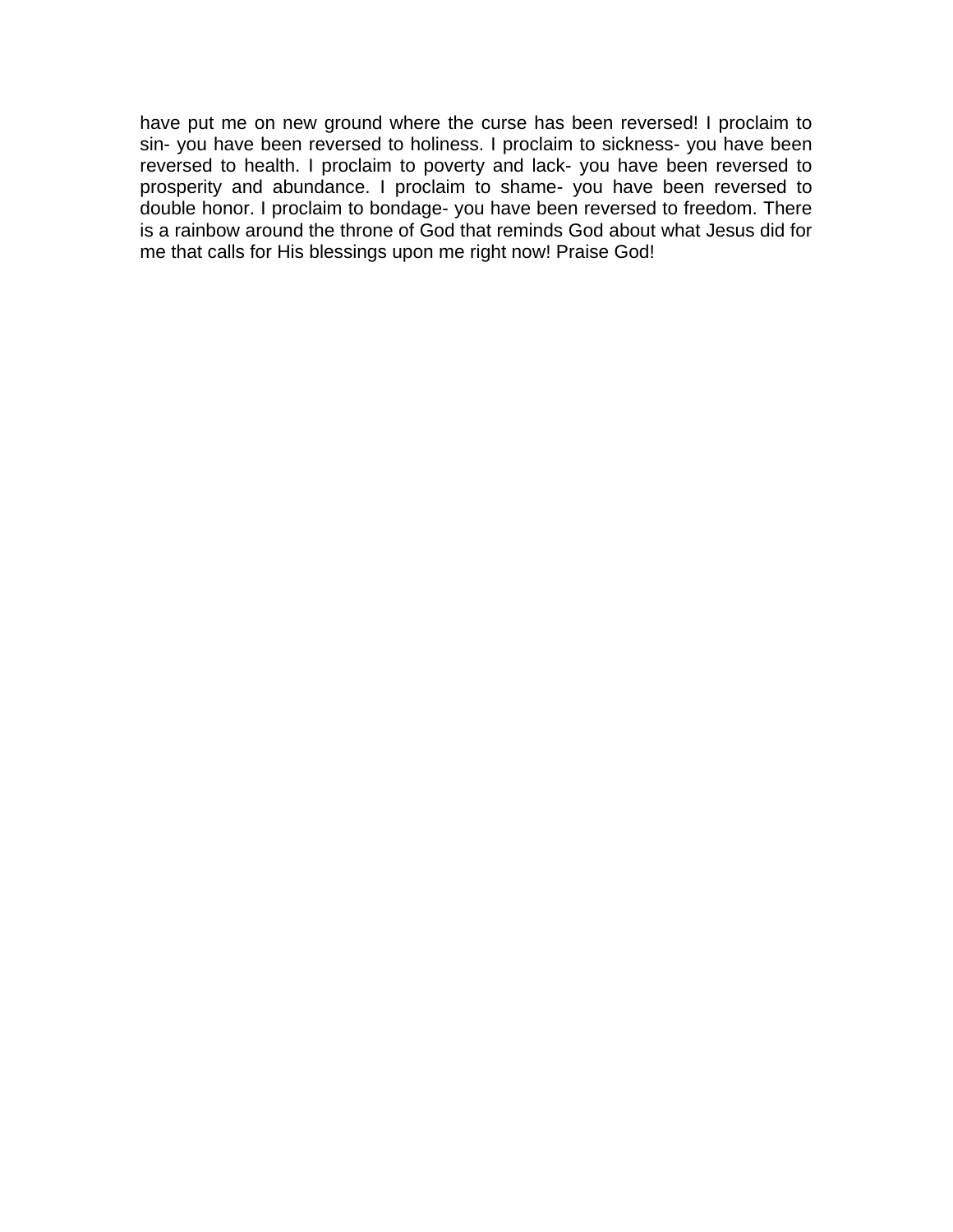have put me on new ground where the curse has been reversed! I proclaim to sin- you have been reversed to holiness. I proclaim to sickness- you have been reversed to health. I proclaim to poverty and lack- you have been reversed to prosperity and abundance. I proclaim to shame- you have been reversed to double honor. I proclaim to bondage- you have been reversed to freedom. There is a rainbow around the throne of God that reminds God about what Jesus did for me that calls for His blessings upon me right now! Praise God!